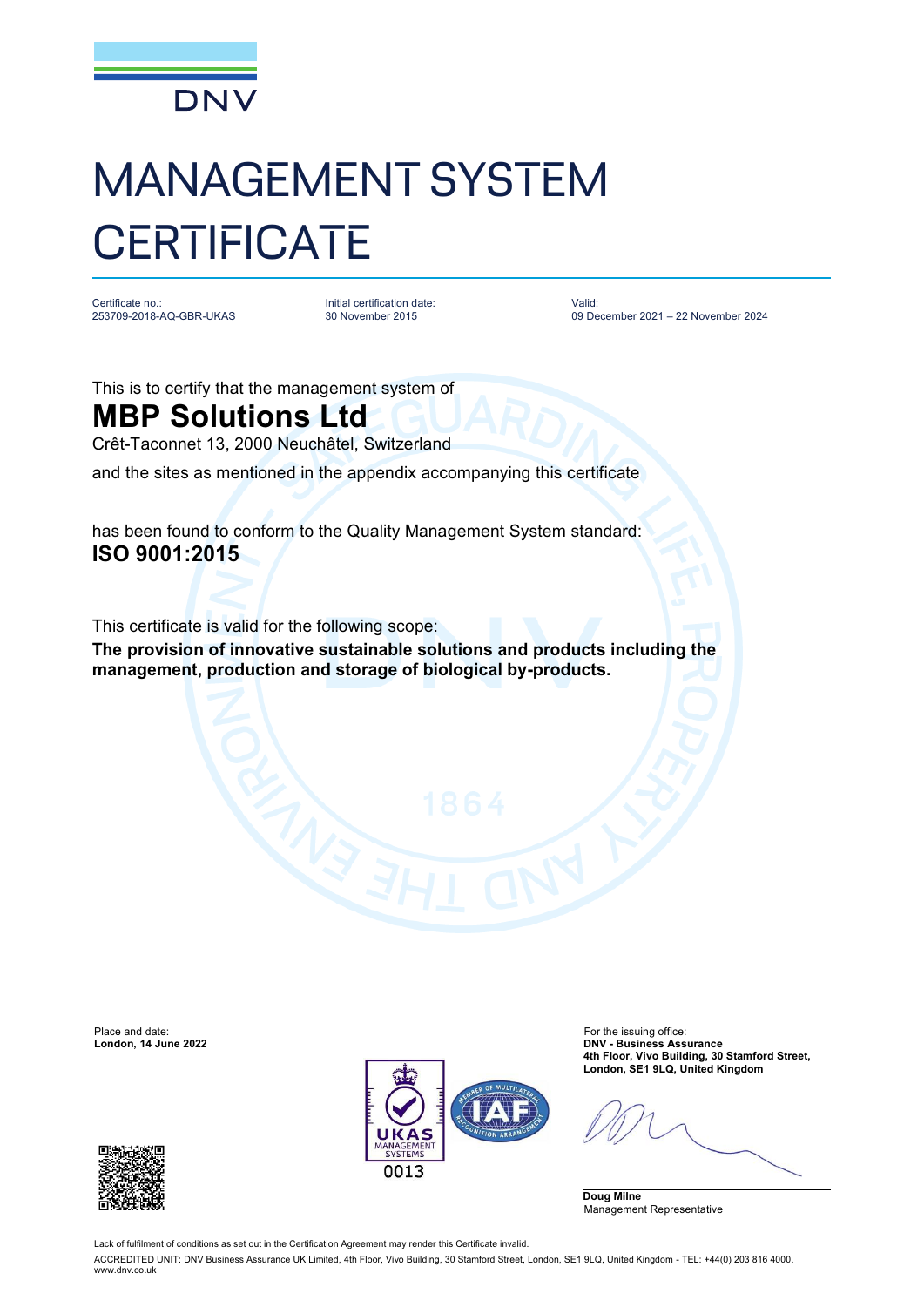DNV

# MANAGEMENT SYSTEM CERTIFICATE

Certificate no.:
253709-2018-AQ-GBR-UKAS

Initial certification date:
30 November 2015

Valid:
09 December 2021 – 22 November 2024

This is to certify that the management system of

## MBP Solutions Ltd

Crêt-Taconnet 13, 2000 Neuchâtel, Switzerland

and the sites as mentioned in the appendix accompanying this certificate

has found to conform to the Quality Management System standard:
**ISO 9001:2015**

This certificate is valid for the following scope:
**The provision of innovative sustainable solutions and products including the management, production and storage of biological by-products.**

Place and date:
**London, 14 June 2022**

For the issuing office:
**DNV - Business Assurance**
**4th Floor, Vivo Building, 30 Stamford Street,**
**London, SE1 9LQ, United Kingdom**

UKAS MANAGEMENT SYSTEMS 0013

**Doug Milne**
Management Representative

Lack of fulfilment of conditions as set out in the Certification Agreement may render this Certificate invalid.

ACCREDITED UNIT: DNV Business Assurance UK Limited, 4th Floor, Vivo Building, 30 Stamford Street, London, SE1 9LQ, United Kingdom - TEL: +44(0) 203 816 4000. www.dnv.co.uk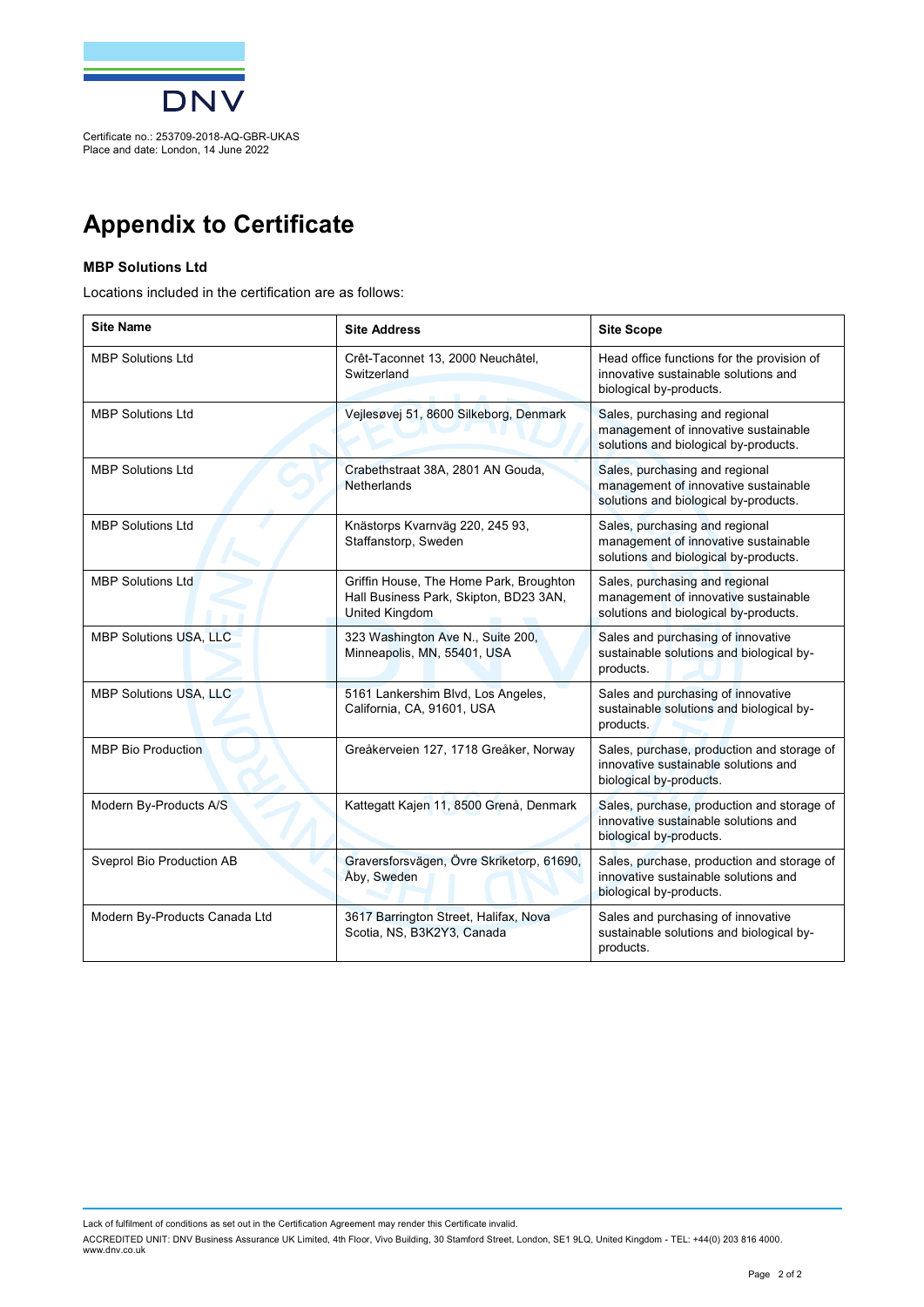Certificate no.: 253709-2018-AQ-GBR-UKAS
Place and date: London, 14 June 2022

# Appendix to Certificate

**MBP Solutions Ltd**

Locations included in the certification are as follows:

| Site Name | Site Address | Site Scope |
|---|---|---|
| MBP Solutions Ltd | Crêt-Taconnet 13, 2000 Neuchâtel, Switzerland | Head office functions for the provision of innovative sustainable solutions and biological by-products. |
| MBP Solutions Ltd | Vejlesøvej 51, 8600 Silkeborg, Denmark | Sales, purchasing and regional management of innovative sustainable solutions and biological by-products. |
| MBP Solutions Ltd | Crabethstraat 38A, 2801 AN Gouda, Netherlands | Sales, purchasing and regional management of innovative sustainable solutions and biological by-products. |
| MBP Solutions Ltd | Knästorps Kvarnväg 220, 245 93, Staffanstorp, Sweden | Sales, purchasing and regional management of innovative sustainable solutions and biological by-products. |
| MBP Solutions Ltd | Griffin House, The Home Park, Broughton Hall Business Park, Skipton, BD23 3AN, United Kingdom | Sales, purchasing and regional management of innovative sustainable solutions and biological by-products. |
| MBP Solutions USA, LLC | 323 Washington Ave N., Suite 200, Minneapolis, MN, 55401, USA | Sales and purchasing of innovative sustainable solutions and biological by-products. |
| MBP Solutions USA, LLC | 5161 Lankershim Blvd, Los Angeles, California, CA, 91601, USA | Sales and purchasing of innovative sustainable solutions and biological by-products. |
| MBP Bio Production | Greåkerveien 127, 1718 Greåker, Norway | Sales, purchase, production and storage of innovative sustainable solutions and biological by-products. |
| Modern By-Products A/S | Kattegatt Kajen 11, 8500 Grenå, Denmark | Sales, purchase, production and storage of innovative sustainable solutions and biological by-products. |
| Sveprol Bio Production AB | Graversforsvägen, Övre Skriketorp, 61690, Åby, Sweden | Sales, purchase, production and storage of innovative sustainable solutions and biological by-products. |
| Modern By-Products Canada Ltd | 3617 Barrington Street, Halifax, Nova Scotia, NS, B3K2Y3, Canada | Sales and purchasing of innovative sustainable solutions and biological by-products. |

Lack of fulfilment of conditions as set out in the Certification Agreement may render this Certificate invalid.

ACCREDITED UNIT: DNV Business Assurance UK Limited, 4th Floor, Vivo Building, 30 Stamford Street, London, SE1 9LQ, United Kingdom - TEL: +44(0) 203 816 4000. www.dnv.co.uk